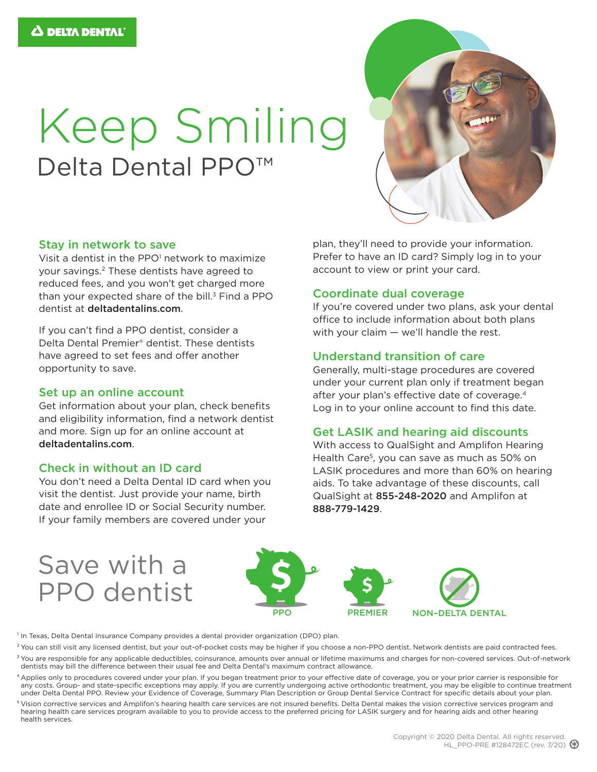**DELTA DENTAL®**

# Keep Smiling

## Delta Dental PPO™

### Stay in network to save

Visit a dentist in the PPO[1] network to maximize your savings.[2] These dentists have agreed to reduced fees, and you won't get charged more than your expected share of the bill.[3] Find a PPO dentist at **deltadentalins.com**.

If you can't find a PPO dentist, consider a Delta Dental Premier® dentist. These dentists have agreed to set fees and offer another opportunity to save.

### Set up an online account

Get information about your plan, check benefits and eligibility information, find a network dentist and more. Sign up for an online account at **deltadentalins.com**.

### Check in without an ID card

You don't need a Delta Dental ID card when you visit the dentist. Just provide your name, birth date and enrollee ID or Social Security number. If your family members are covered under your plan, they'll need to provide your information. Prefer to have an ID card? Simply log in to your account to view or print your card.

### Coordinate dual coverage

If you're covered under two plans, ask your dental office to include information about both plans with your claim — we'll handle the rest.

### Understand transition of care

Generally, multi-stage procedures are covered under your current plan only if treatment began after your plan's effective date of coverage.[4] Log in to your online account to find this date.

### Get LASIK and hearing aid discounts

With access to QualSight and Amplifon Hearing Health Care[5], you can save as much as 50% on LASIK procedures and more than 60% on hearing aids. To take advantage of these discounts, call QualSight at **855-248-2020** and Amplifon at **888-779-1429**.

## Save with a PPO dentist

PPO | PREMIER | NON–DELTA DENTAL

[1] In Texas, Delta Dental Insurance Company provides a dental provider organization (DPO) plan.

[2] You can still visit any licensed dentist, but your out-of-pocket costs may be higher if you choose a non-PPO dentist. Network dentists are paid contracted fees.

[3] You are responsible for any applicable deductibles, coinsurance, amounts over annual or lifetime maximums and charges for non-covered services. Out-of-network dentists may bill the difference between their usual fee and Delta Dental's maximum contract allowance.

[4] Applies only to procedures covered under your plan. If you began treatment prior to your effective date of coverage, you or your prior carrier is responsible for any costs. Group- and state-specific exceptions may apply. If you are currently undergoing active orthodontic treatment, you may be eligible to continue treatment under Delta Dental PPO. Review your Evidence of Coverage, Summary Plan Description or Group Dental Service Contract for specific details about your plan.

[5] Vision corrective services and Amplifon's hearing health care services are not insured benefits. Delta Dental makes the vision corrective services program and hearing health care services program available to you to provide access to the preferred pricing for LASIK surgery and for hearing aids and other hearing health services.

Copyright © 2020 Delta Dental. All rights reserved.
HL_PPO-PRE #128472EC (rev. 7/20)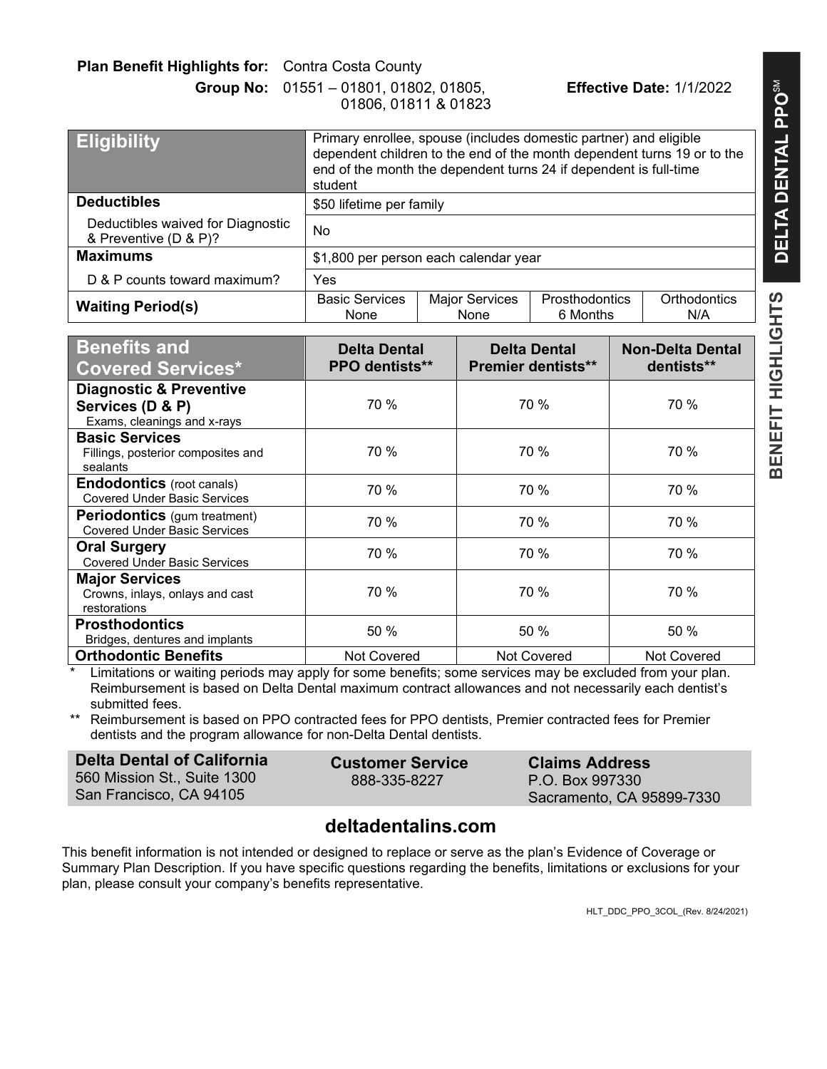**Plan Benefit Highlights for:** Contra Costa County

**Group No:** 01551 – 01801, 01802, 01805, 01806, 01811 & 01823

**Effective Date:** 1/1/2022

**DELTA DENTAL PPO℠**

**BENEFIT HIGHLIGHTS**

| **Eligibility** | Primary enrollee, spouse (includes domestic partner) and eligible dependent children to the end of the month dependent turns 19 or to the end of the month the dependent turns 24 if dependent is full-time student | | | |
|---|---|---|---|---|
| **Deductibles** | $50 lifetime per family | | | |
| Deductibles waived for Diagnostic & Preventive (D & P)? | No | | | |
| **Maximums** | $1,800 per person each calendar year | | | |
| D & P counts toward maximum? | Yes | | | |
| **Waiting Period(s)** | Basic Services None | Major Services None | Prosthodontics 6 Months | Orthodontics N/A |

| **Benefits and Covered Services*** | **Delta Dental PPO dentists**** | **Delta Dental Premier dentists**** | **Non-Delta Dental dentists**** |
|---|---|---|---|
| **Diagnostic & Preventive Services (D & P)** Exams, cleanings and x-rays | 70 % | 70 % | 70 % |
| **Basic Services** Fillings, posterior composites and sealants | 70 % | 70 % | 70 % |
| **Endodontics** (root canals) Covered Under Basic Services | 70 % | 70 % | 70 % |
| **Periodontics** (gum treatment) Covered Under Basic Services | 70 % | 70 % | 70 % |
| **Oral Surgery** Covered Under Basic Services | 70 % | 70 % | 70 % |
| **Major Services** Crowns, inlays, onlays and cast restorations | 70 % | 70 % | 70 % |
| **Prosthodontics** Bridges, dentures and implants | 50 % | 50 % | 50 % |
| **Orthodontic Benefits** | Not Covered | Not Covered | Not Covered |

\* Limitations or waiting periods may apply for some benefits; some services may be excluded from your plan. Reimbursement is based on Delta Dental maximum contract allowances and not necessarily each dentist's submitted fees.

** Reimbursement is based on PPO contracted fees for PPO dentists, Premier contracted fees for Premier dentists and the program allowance for non-Delta Dental dentists.

**Delta Dental of California**
560 Mission St., Suite 1300
San Francisco, CA 94105

**Customer Service**
888-335-8227

**Claims Address**
P.O. Box 997330
Sacramento, CA 95899-7330

## deltadentalins.com

This benefit information is not intended or designed to replace or serve as the plan's Evidence of Coverage or Summary Plan Description. If you have specific questions regarding the benefits, limitations or exclusions for your plan, please consult your company's benefits representative.

HLT_DDC_PPO_3COL_(Rev. 8/24/2021)